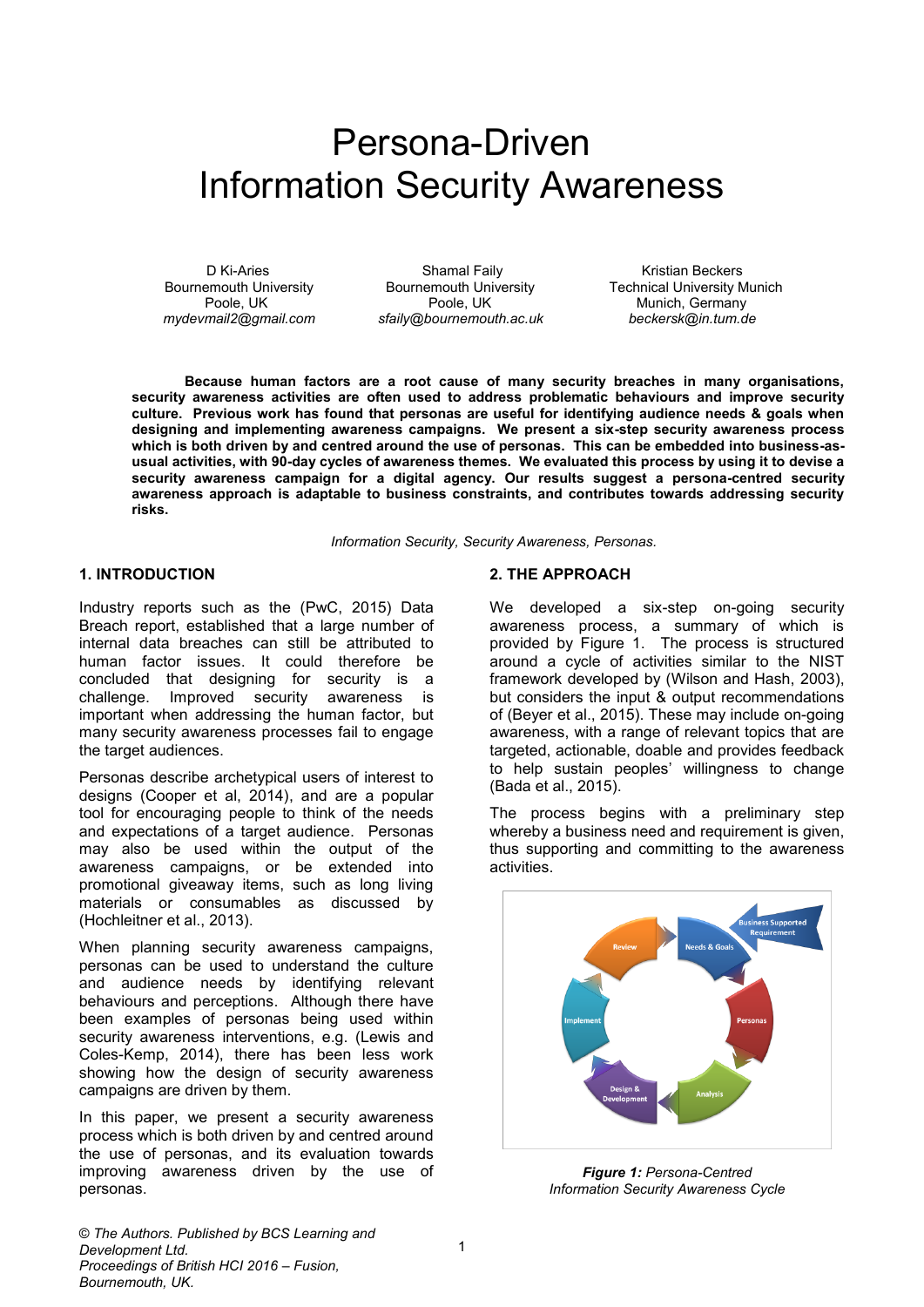# Persona-Driven Information Security Awareness

D Ki-Aries
Bournemouth University
Poole, UK
*mydevmail2@gmail.com*

Shamal Faily
Bournemouth University
Poole, UK
*sfaily@bournemouth.ac.uk*

Kristian Beckers
Technical University Munich
Munich, Germany
*beckersk@in.tum.de*

**Because human factors are a root cause of many security breaches in many organisations, security awareness activities are often used to address problematic behaviours and improve security culture. Previous work has found that personas are useful for identifying audience needs & goals when designing and implementing awareness campaigns. We present a six-step security awareness process which is both driven by and centred around the use of personas. This can be embedded into business-as-usual activities, with 90-day cycles of awareness themes. We evaluated this process by using it to devise a security awareness campaign for a digital agency. Our results suggest a persona-centred security awareness approach is adaptable to business constraints, and contributes towards addressing security risks.**

*Information Security, Security Awareness, Personas.*

## 1. INTRODUCTION

Industry reports such as the (PwC, 2015) Data Breach report, established that a large number of internal data breaches can still be attributed to human factor issues. It could therefore be concluded that designing for security is a challenge. Improved security awareness is important when addressing the human factor, but many security awareness processes fail to engage the target audiences.

Personas describe archetypical users of interest to designs (Cooper et al, 2014), and are a popular tool for encouraging people to think of the needs and expectations of a target audience. Personas may also be used within the output of the awareness campaigns, or be extended into promotional giveaway items, such as long living materials or consumables as discussed by (Hochleitner et al., 2013).

When planning security awareness campaigns, personas can be used to understand the culture and audience needs by identifying relevant behaviours and perceptions. Although there have been examples of personas being used within security awareness interventions, e.g. (Lewis and Coles-Kemp, 2014), there has been less work showing how the design of security awareness campaigns are driven by them.

In this paper, we present a security awareness process which is both driven by and centred around the use of personas, and its evaluation towards improving awareness driven by the use of personas.

## 2. THE APPROACH

We developed a six-step on-going security awareness process, a summary of which is provided by Figure 1. The process is structured around a cycle of activities similar to the NIST framework developed by (Wilson and Hash, 2003), but considers the input & output recommendations of (Beyer et al., 2015). These may include on-going awareness, with a range of relevant topics that are targeted, actionable, doable and provides feedback to help sustain peoples' willingness to change (Bada et al., 2015).

The process begins with a preliminary step whereby a business need and requirement is given, thus supporting and committing to the awareness activities.

***Figure 1:*** *Persona-Centred Information Security Awareness Cycle*

*© The Authors. Published by BCS Learning and Development Ltd.*
*Proceedings of British HCI 2016 – Fusion, Bournemouth, UK.*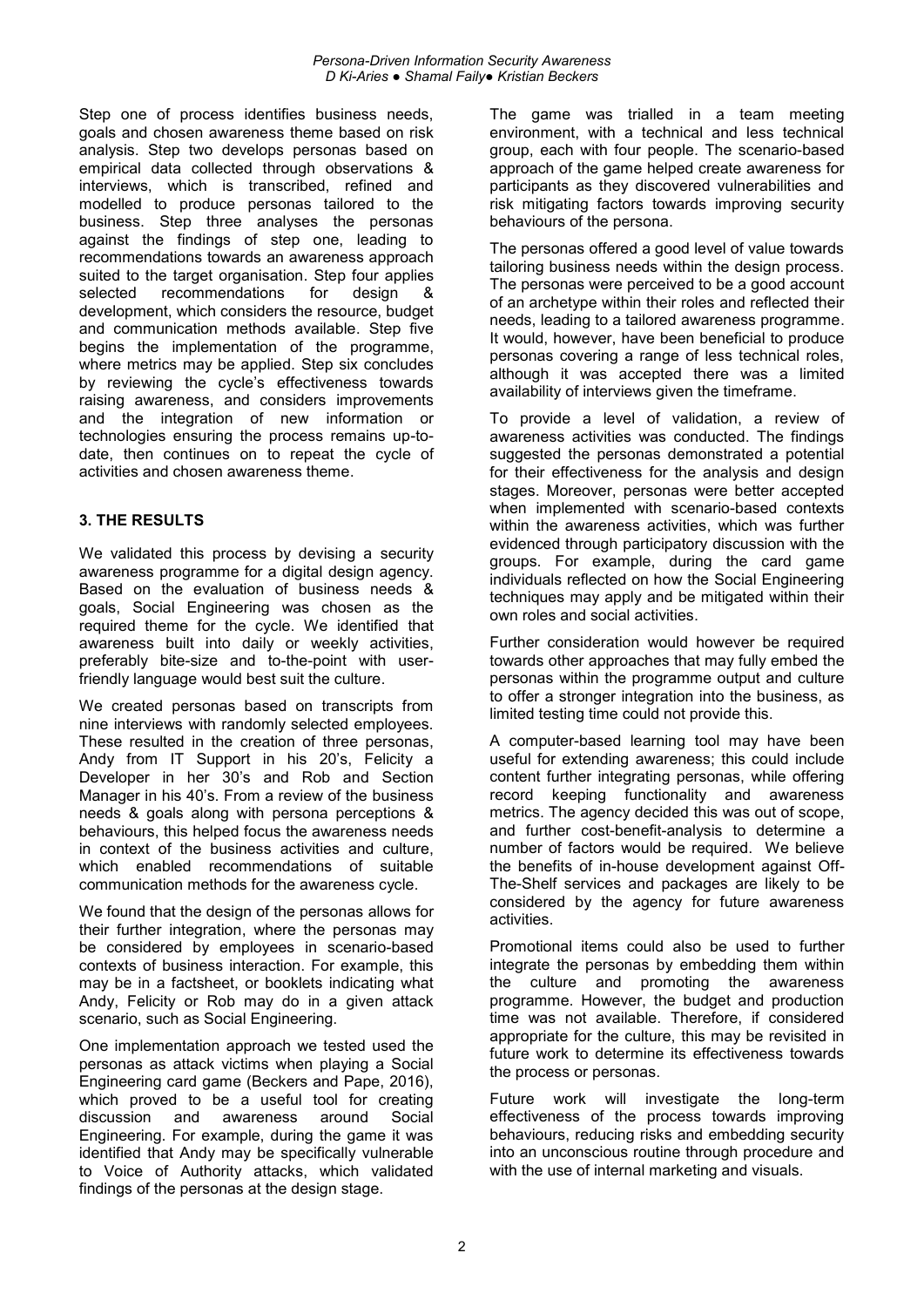Step one of process identifies business needs, goals and chosen awareness theme based on risk analysis. Step two develops personas based on empirical data collected through observations & interviews, which is transcribed, refined and modelled to produce personas tailored to the business. Step three analyses the personas against the findings of step one, leading to recommendations towards an awareness approach suited to the target organisation. Step four applies selected recommendations for design & development, which considers the resource, budget and communication methods available. Step five begins the implementation of the programme, where metrics may be applied. Step six concludes by reviewing the cycle's effectiveness towards raising awareness, and considers improvements and the integration of new information or technologies ensuring the process remains up-to-date, then continues on to repeat the cycle of activities and chosen awareness theme.

## 3. THE RESULTS

We validated this process by devising a security awareness programme for a digital design agency. Based on the evaluation of business needs & goals, Social Engineering was chosen as the required theme for the cycle. We identified that awareness built into daily or weekly activities, preferably bite-size and to-the-point with user-friendly language would best suit the culture.

We created personas based on transcripts from nine interviews with randomly selected employees. These resulted in the creation of three personas, Andy from IT Support in his 20's, Felicity a Developer in her 30's and Rob and Section Manager in his 40's. From a review of the business needs & goals along with persona perceptions & behaviours, this helped focus the awareness needs in context of the business activities and culture, which enabled recommendations of suitable communication methods for the awareness cycle.

We found that the design of the personas allows for their further integration, where the personas may be considered by employees in scenario-based contexts of business interaction. For example, this may be in a factsheet, or booklets indicating what Andy, Felicity or Rob may do in a given attack scenario, such as Social Engineering.

One implementation approach we tested used the personas as attack victims when playing a Social Engineering card game (Beckers and Pape, 2016), which proved to be a useful tool for creating discussion and awareness around Social Engineering. For example, during the game it was identified that Andy may be specifically vulnerable to Voice of Authority attacks, which validated findings of the personas at the design stage.

The game was trialled in a team meeting environment, with a technical and less technical group, each with four people. The scenario-based approach of the game helped create awareness for participants as they discovered vulnerabilities and risk mitigating factors towards improving security behaviours of the persona.

The personas offered a good level of value towards tailoring business needs within the design process. The personas were perceived to be a good account of an archetype within their roles and reflected their needs, leading to a tailored awareness programme. It would, however, have been beneficial to produce personas covering a range of less technical roles, although it was accepted there was a limited availability of interviews given the timeframe.

To provide a level of validation, a review of awareness activities was conducted. The findings suggested the personas demonstrated a potential for their effectiveness for the analysis and design stages. Moreover, personas were better accepted when implemented with scenario-based contexts within the awareness activities, which was further evidenced through participatory discussion with the groups. For example, during the card game individuals reflected on how the Social Engineering techniques may apply and be mitigated within their own roles and social activities.

Further consideration would however be required towards other approaches that may fully embed the personas within the programme output and culture to offer a stronger integration into the business, as limited testing time could not provide this.

A computer-based learning tool may have been useful for extending awareness; this could include content further integrating personas, while offering record keeping functionality and awareness metrics. The agency decided this was out of scope, and further cost-benefit-analysis to determine a number of factors would be required. We believe the benefits of in-house development against Off-The-Shelf services and packages are likely to be considered by the agency for future awareness activities.

Promotional items could also be used to further integrate the personas by embedding them within the culture and promoting the awareness programme. However, the budget and production time was not available. Therefore, if considered appropriate for the culture, this may be revisited in future work to determine its effectiveness towards the process or personas.

Future work will investigate the long-term effectiveness of the process towards improving behaviours, reducing risks and embedding security into an unconscious routine through procedure and with the use of internal marketing and visuals.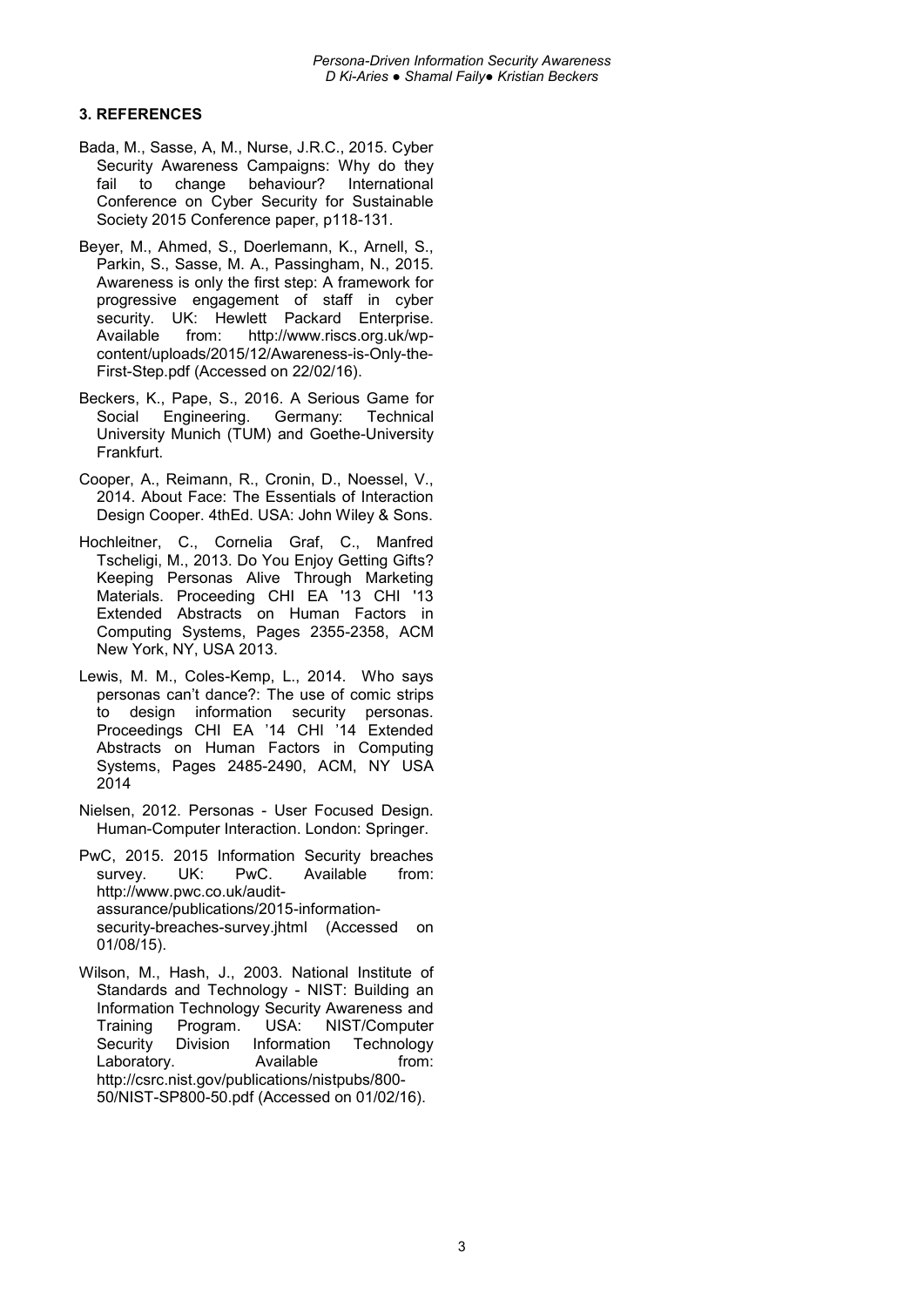## 3. REFERENCES

Bada, M., Sasse, A, M., Nurse, J.R.C., 2015. Cyber Security Awareness Campaigns: Why do they fail to change behaviour? International Conference on Cyber Security for Sustainable Society 2015 Conference paper, p118-131.

Beyer, M., Ahmed, S., Doerlemann, K., Arnell, S., Parkin, S., Sasse, M. A., Passingham, N., 2015. Awareness is only the first step: A framework for progressive engagement of staff in cyber security. UK: Hewlett Packard Enterprise. Available from: http://www.riscs.org.uk/wp-content/uploads/2015/12/Awareness-is-Only-the-First-Step.pdf (Accessed on 22/02/16).

Beckers, K., Pape, S., 2016. A Serious Game for Social Engineering. Germany: Technical University Munich (TUM) and Goethe-University Frankfurt.

Cooper, A., Reimann, R., Cronin, D., Noessel, V., 2014. About Face: The Essentials of Interaction Design Cooper. 4thEd. USA: John Wiley & Sons.

Hochleitner, C., Cornelia Graf, C., Manfred Tscheligi, M., 2013. Do You Enjoy Getting Gifts? Keeping Personas Alive Through Marketing Materials. Proceeding CHI EA '13 CHI '13 Extended Abstracts on Human Factors in Computing Systems, Pages 2355-2358, ACM New York, NY, USA 2013.

Lewis, M. M., Coles-Kemp, L., 2014. Who says personas can't dance?: The use of comic strips to design information security personas. Proceedings CHI EA '14 CHI '14 Extended Abstracts on Human Factors in Computing Systems, Pages 2485-2490, ACM, NY USA 2014

Nielsen, 2012. Personas - User Focused Design. Human-Computer Interaction. London: Springer.

PwC, 2015. 2015 Information Security breaches survey. UK: PwC. Available from: http://www.pwc.co.uk/audit-assurance/publications/2015-information-security-breaches-survey.jhtml (Accessed on 01/08/15).

Wilson, M., Hash, J., 2003. National Institute of Standards and Technology - NIST: Building an Information Technology Security Awareness and Training Program. USA: NIST/Computer Security Division Information Technology Laboratory. Available from: http://csrc.nist.gov/publications/nistpubs/800-50/NIST-SP800-50.pdf (Accessed on 01/02/16).